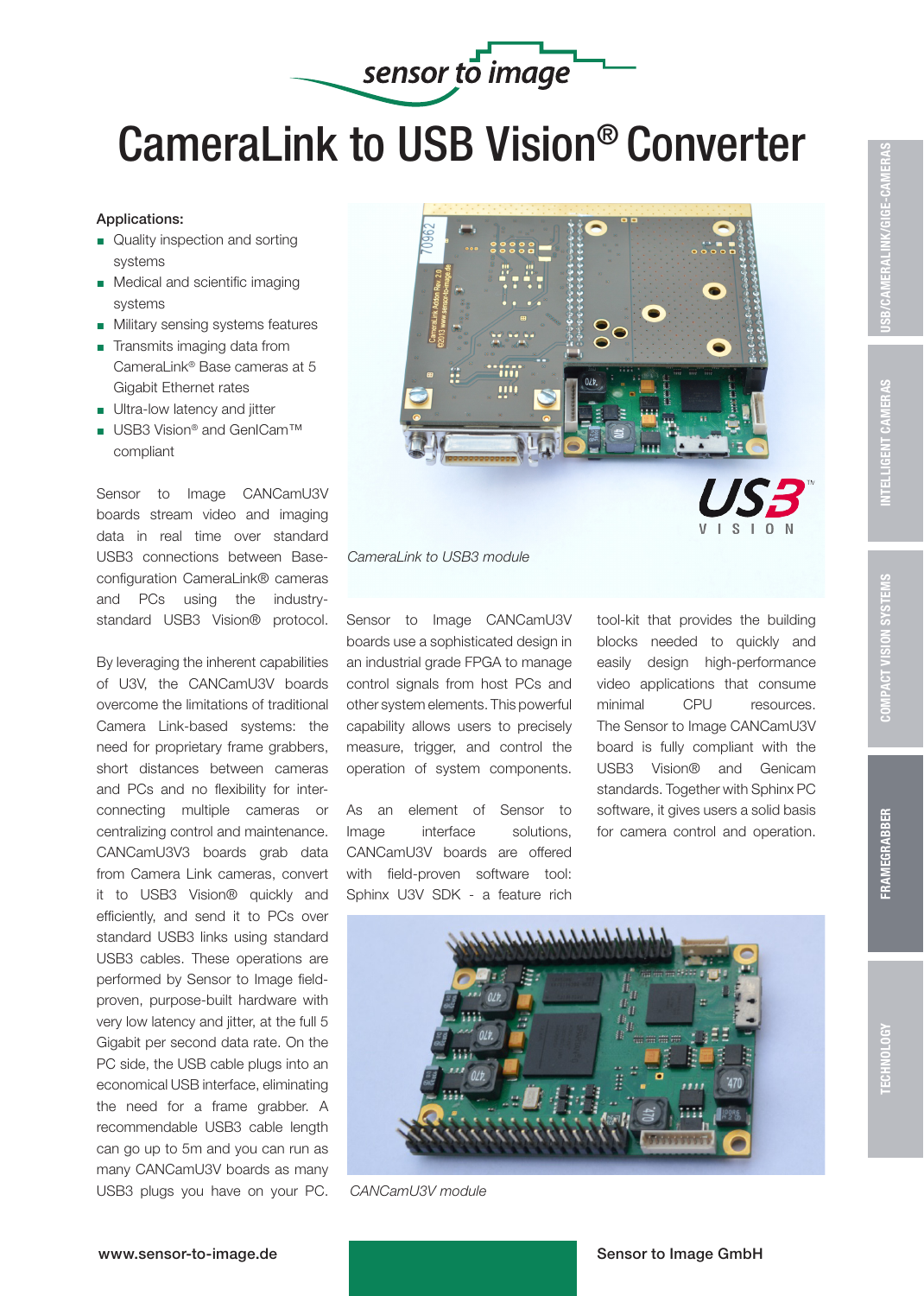sensor to image

# CameraLink to USB Vision® Converter

**Applications:**

- Quality inspection and sorting systems
- Medical and scientific imaging systems
- Military sensing systems features
- Transmits imaging data from CameraLink® Base cameras at 5 Gigabit Ethernet rates
- Ultra-low latency and jitter
- USB3 Vision® and GenICam™ compliant

Sensor to Image CANCamU3V boards stream video and imaging data in real time over standard USB3 connections between Base-configuration CameraLink® cameras and PCs using the industry-standard USB3 Vision® protocol.

By leveraging the inherent capabilities of U3V, the CANCamU3V boards overcome the limitations of traditional Camera Link-based systems: the need for proprietary frame grabbers, short distances between cameras and PCs and no flexibility for inter-connecting multiple cameras or centralizing control and maintenance. CANCamU3V3 boards grab data from Camera Link cameras, convert it to USB3 Vision® quickly and efficiently, and send it to PCs over standard USB3 links using standard USB3 cables. These operations are performed by Sensor to Image field-proven, purpose-built hardware with very low latency and jitter, at the full 5 Gigabit per second data rate. On the PC side, the USB cable plugs into an economical USB interface, eliminating the need for a frame grabber. A recommendable USB3 cable length can go up to 5m and you can run as many CANCamU3V boards as many USB3 plugs you have on your PC.

*CameraLink to USB3 module*

Sensor to Image CANCamU3V boards use a sophisticated design in an industrial grade FPGA to manage control signals from host PCs and other system elements. This powerful capability allows users to precisely measure, trigger, and control the operation of system components.

As an element of Sensor to Image interface solutions, CANCamU3V boards are offered with field-proven software tool: Sphinx U3V SDK - a feature rich tool-kit that provides the building blocks needed to quickly and easily design high-performance video applications that consume minimal CPU resources. The Sensor to Image CANCamU3V board is fully compliant with the USB3 Vision® and Genicam standards. Together with Sphinx PC software, it gives users a solid basis for camera control and operation.

*CANCamU3V module*

www.sensor-to-image.de

Sensor to Image GmbH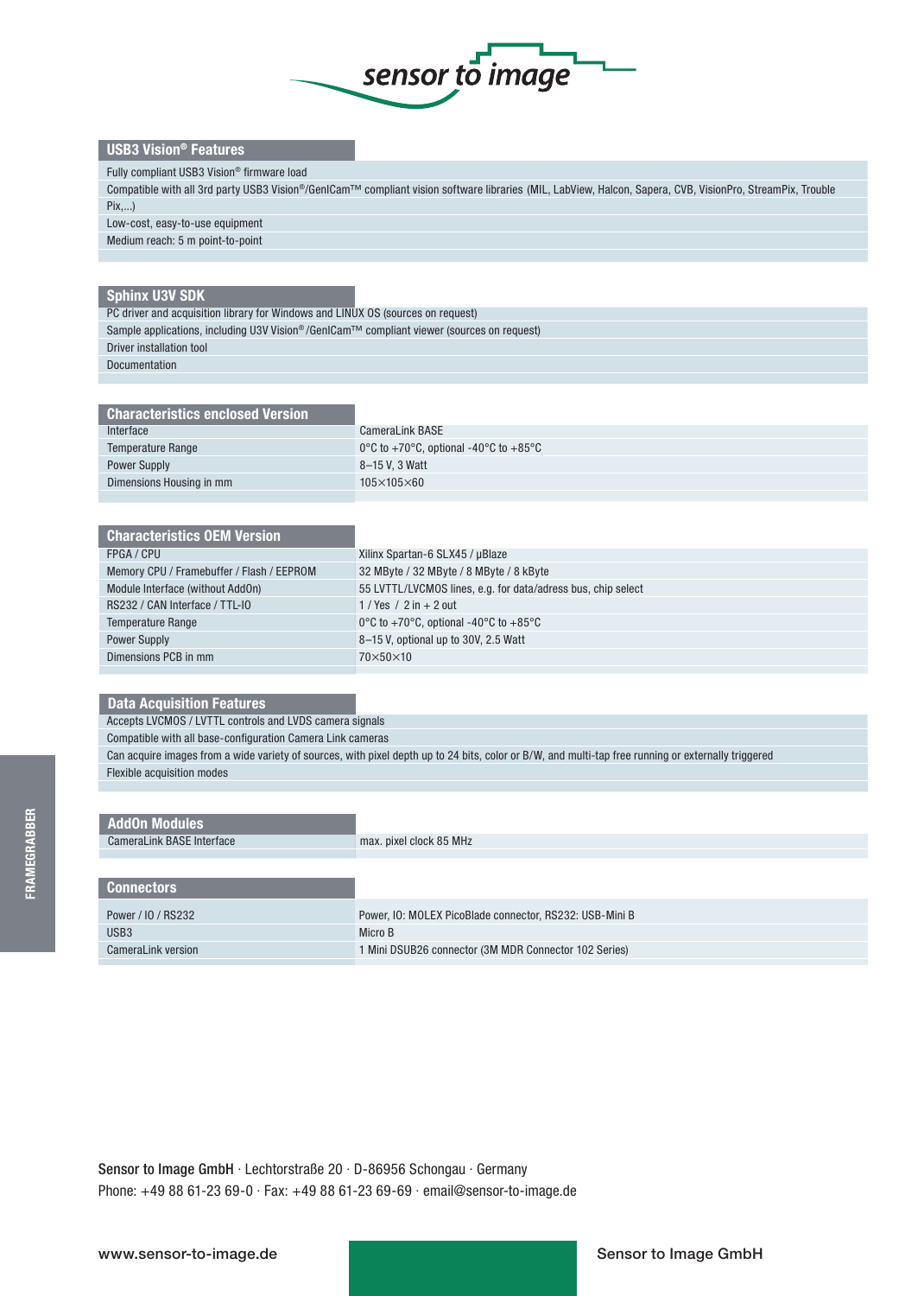## USB3 Vision® Features

- Fully compliant USB3 Vision® firmware load
- Compatible with all 3rd party USB3 Vision®/GenICam™ compliant vision software libraries (MIL, LabView, Halcon, Sapera, CVB, VisionPro, StreamPix, Trouble Pix,...)
- Low-cost, easy-to-use equipment
- Medium reach: 5 m point-to-point

## Sphinx U3V SDK

- PC driver and acquisition library for Windows and LINUX OS (sources on request)
- Sample applications, including U3V Vision® /GenICam™ compliant viewer (sources on request)
- Driver installation tool
- Documentation

## Characteristics enclosed Version

| | |
|---|---|
| Interface | CameraLink BASE |
| Temperature Range | 0°C to +70°C, optional -40°C to +85°C |
| Power Supply | 8–15 V, 3 Watt |
| Dimensions Housing in mm | 105×105×60 |

## Characteristics OEM Version

| | |
|---|---|
| FPGA / CPU | Xilinx Spartan-6 SLX45 / µBlaze |
| Memory CPU / Framebuffer / Flash / EEPROM | 32 MByte / 32 MByte / 8 MByte / 8 kByte |
| Module Interface (without AddOn) | 55 LVTTL/LVCMOS lines, e.g. for data/adress bus, chip select |
| RS232 / CAN Interface / TTL-IO | 1 / Yes / 2 in + 2 out |
| Temperature Range | 0°C to +70°C, optional -40°C to +85°C |
| Power Supply | 8–15 V, optional up to 30V, 2.5 Watt |
| Dimensions PCB in mm | 70×50×10 |

## Data Acquisition Features

- Accepts LVCMOS / LVTTL controls and LVDS camera signals
- Compatible with all base-configuration Camera Link cameras
- Can acquire images from a wide variety of sources, with pixel depth up to 24 bits, color or B/W, and multi-tap free running or externally triggered
- Flexible acquisition modes

## AddOn Modules

| | |
|---|---|
| CameraLink BASE Interface | max. pixel clock 85 MHz |

## Connectors

| | |
|---|---|
| Power / IO / RS232 | Power, IO: MOLEX PicoBlade connector, RS232: USB-Mini B |
| USB3 | Micro B |
| CameraLink version | 1 Mini DSUB26 connector (3M MDR Connector 102 Series) |

Sensor to Image GmbH · Lechtorstraße 20 · D-86956 Schongau · Germany
Phone: +49 88 61-23 69-0 · Fax: +49 88 61-23 69-69 · email@sensor-to-image.de